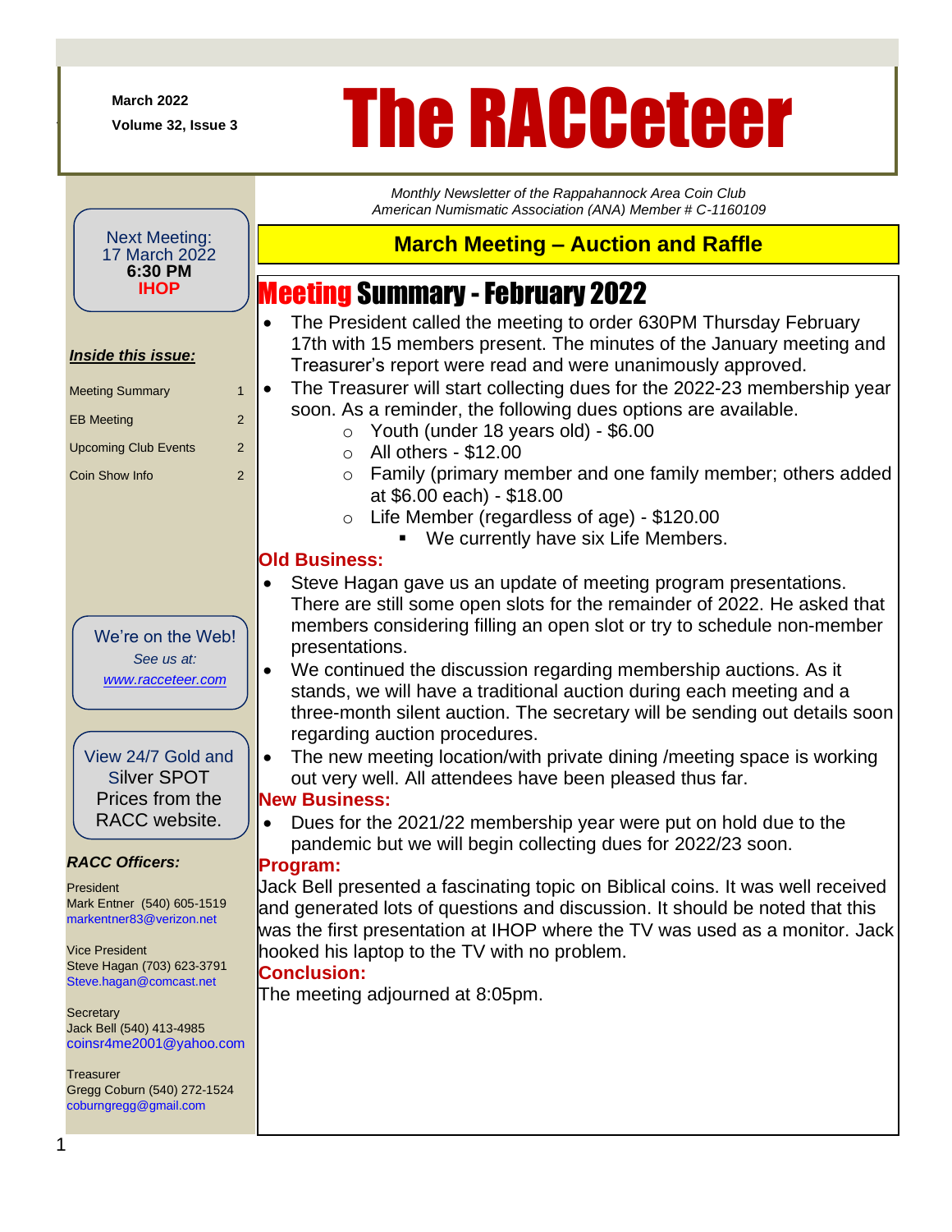March 2022

Volume 32, Issue 3

# The RACCeteer

*Monthly Newsletter of the Rappahannock Area Coin Club*
*American Numismatic Association (ANA) Member # C-1160109*

Next Meeting:
17 March 2022
**6:30 PM**
**IHOP**

***Inside this issue:***

| | |
|---|---|
| Meeting Summary | 1 |
| EB Meeting | 2 |
| Upcoming Club Events | 2 |
| Coin Show Info | 2 |

We're on the Web!
*See us at:*
*www.racceteer.com*

View 24/7 Gold and Silver SPOT Prices from the RACC website.

***RACC Officers:***

President
Mark Entner (540) 605-1519
markentner83@verizon.net

Vice President
Steve Hagan (703) 623-3791
Steve.hagan@comcast.net

Secretary
Jack Bell (540) 413-4985
coinsr4me2001@yahoo.com

Treasurer
Gregg Coburn (540) 272-1524
coburngregg@gmail.com

## March Meeting – Auction and Raffle

## Meeting Summary - February 2022

- The President called the meeting to order 630PM Thursday February 17th with 15 members present. The minutes of the January meeting and Treasurer's report were read and were unanimously approved.
- The Treasurer will start collecting dues for the 2022-23 membership year soon. As a reminder, the following dues options are available.
  - Youth (under 18 years old) - $6.00
  - All others - $12.00
  - Family (primary member and one family member; others added at $6.00 each) - $18.00
  - Life Member (regardless of age) - $120.00
    - We currently have six Life Members.

**Old Business:**

- Steve Hagan gave us an update of meeting program presentations. There are still some open slots for the remainder of 2022. He asked that members considering filling an open slot or try to schedule non-member presentations.
- We continued the discussion regarding membership auctions. As it stands, we will have a traditional auction during each meeting and a three-month silent auction. The secretary will be sending out details soon regarding auction procedures.
- The new meeting location/with private dining /meeting space is working out very well. All attendees have been pleased thus far.

**New Business:**

- Dues for the 2021/22 membership year were put on hold due to the pandemic but we will begin collecting dues for 2022/23 soon.

**Program:**

Jack Bell presented a fascinating topic on Biblical coins. It was well received and generated lots of questions and discussion. It should be noted that this was the first presentation at IHOP where the TV was used as a monitor. Jack hooked his laptop to the TV with no problem.

**Conclusion:**

The meeting adjourned at 8:05pm.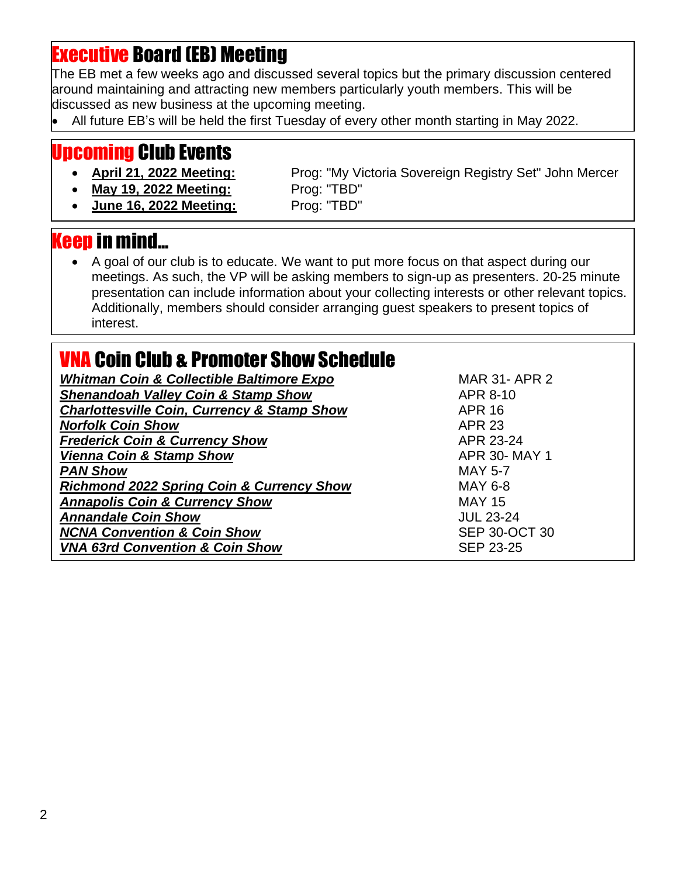## Executive Board (EB) Meeting

The EB met a few weeks ago and discussed several topics but the primary discussion centered around maintaining and attracting new members particularly youth members. This will be discussed as new business at the upcoming meeting.

- All future EB's will be held the first Tuesday of every other month starting in May 2022.

## Upcoming Club Events

- **April 21, 2022 Meeting:** Prog: "My Victoria Sovereign Registry Set" John Mercer
- **May 19, 2022 Meeting:** Prog: "TBD"
- **June 16, 2022 Meeting:** Prog: "TBD"

## Keep in mind...

- A goal of our club is to educate. We want to put more focus on that aspect during our meetings. As such, the VP will be asking members to sign-up as presenters. 20-25 minute presentation can include information about your collecting interests or other relevant topics. Additionally, members should consider arranging guest speakers to present topics of interest.

## VNA Coin Club & Promoter Show Schedule

| | |
|---|---|
| ***Whitman Coin & Collectible Baltimore Expo*** | MAR 31- APR 2 |
| ***Shenandoah Valley Coin & Stamp Show*** | APR 8-10 |
| ***Charlottesville Coin, Currency & Stamp Show*** | APR 16 |
| ***Norfolk Coin Show*** | APR 23 |
| ***Frederick Coin & Currency Show*** | APR 23-24 |
| ***Vienna Coin & Stamp Show*** | APR 30- MAY 1 |
| ***PAN Show*** | MAY 5-7 |
| ***Richmond 2022 Spring Coin & Currency Show*** | MAY 6-8 |
| ***Annapolis Coin & Currency Show*** | MAY 15 |
| ***Annandale Coin Show*** | JUL 23-24 |
| ***NCNA Convention & Coin Show*** | SEP 30-OCT 30 |
| ***VNA 63rd Convention & Coin Show*** | SEP 23-25 |